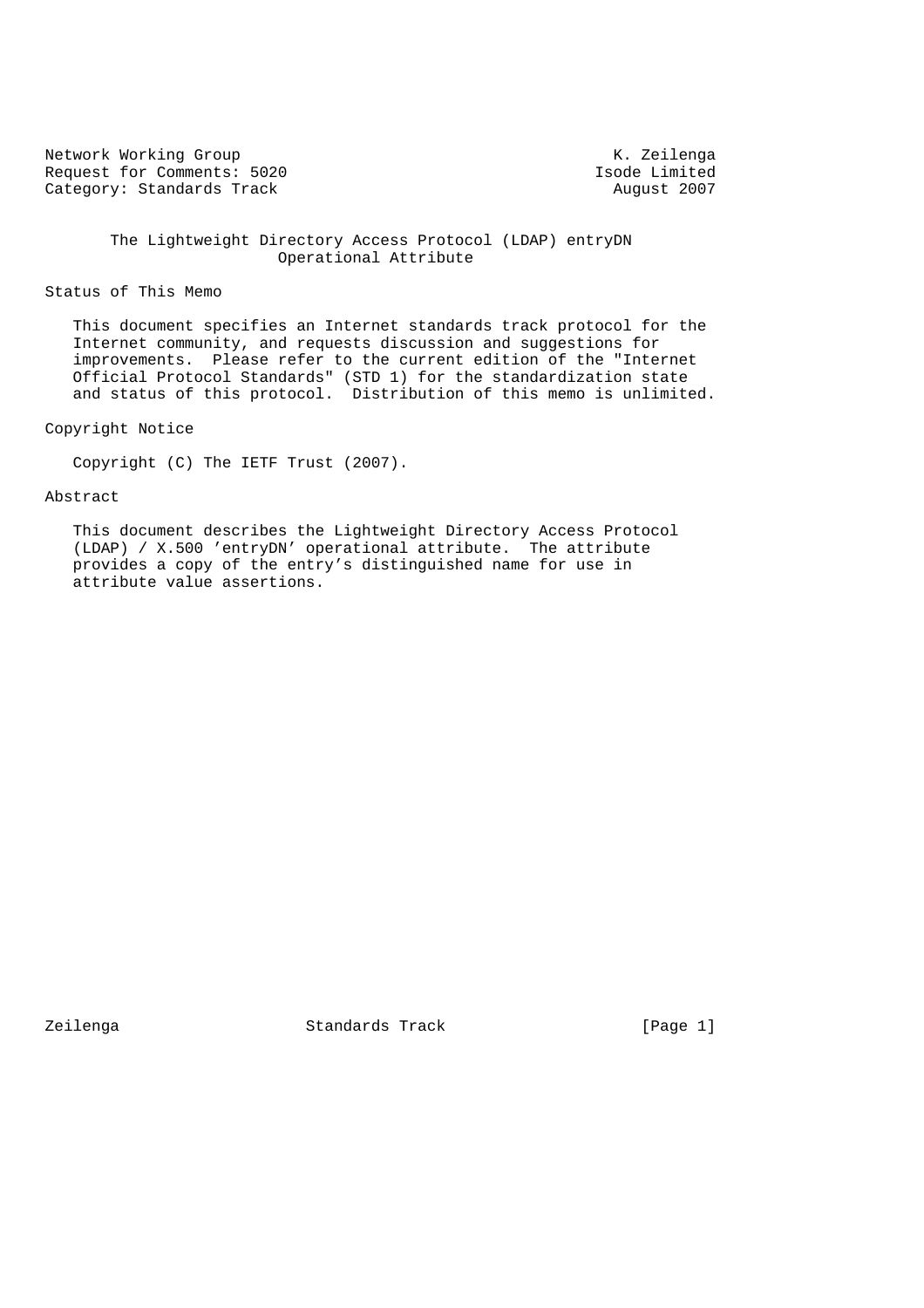Network Working Group K. Zeilenga
Request for Comments: 5020 Isode Limited
Category: Standards Track August 2007

# The Lightweight Directory Access Protocol (LDAP) entryDN Operational Attribute

## Status of This Memo

This document specifies an Internet standards track protocol for the Internet community, and requests discussion and suggestions for improvements. Please refer to the current edition of the "Internet Official Protocol Standards" (STD 1) for the standardization state and status of this protocol. Distribution of this memo is unlimited.

## Copyright Notice

Copyright (C) The IETF Trust (2007).

## Abstract

This document describes the Lightweight Directory Access Protocol (LDAP) / X.500 'entryDN' operational attribute. The attribute provides a copy of the entry's distinguished name for use in attribute value assertions.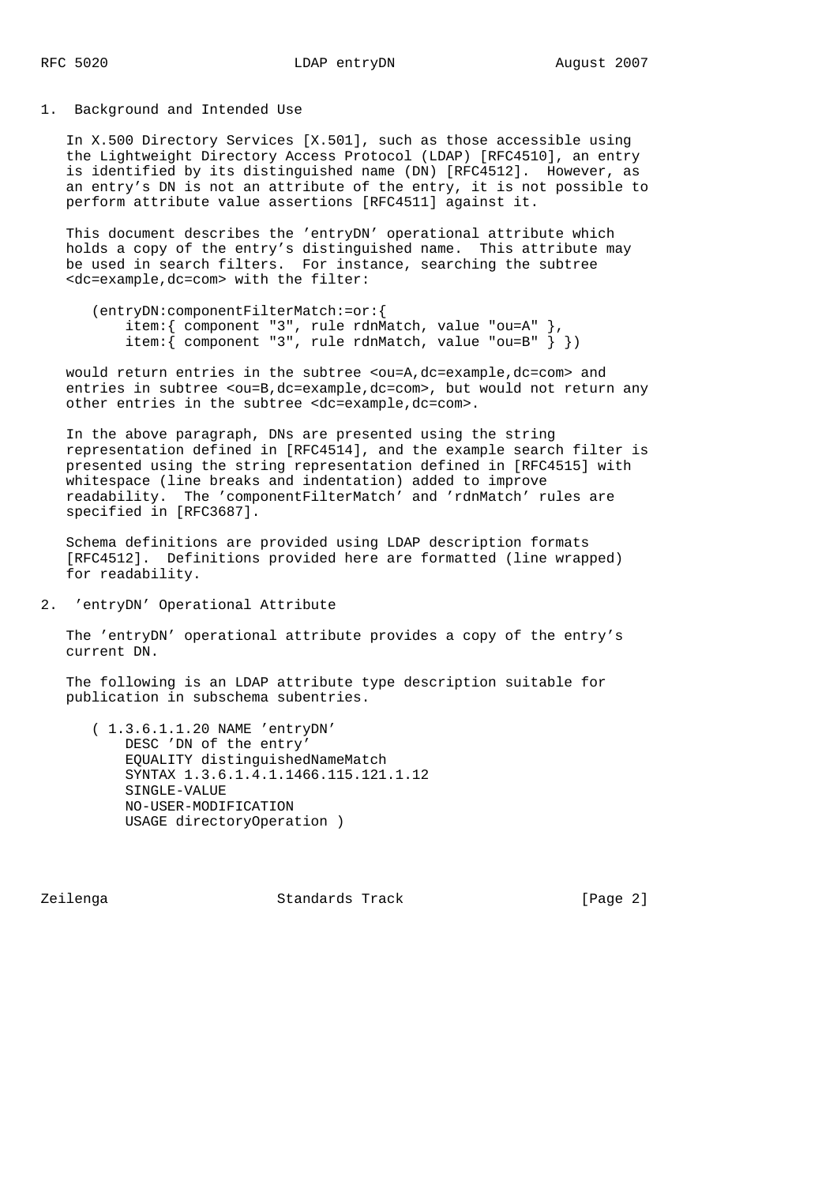## 1. Background and Intended Use

In X.500 Directory Services [X.501], such as those accessible using the Lightweight Directory Access Protocol (LDAP) [RFC4510], an entry is identified by its distinguished name (DN) [RFC4512]. However, as an entry's DN is not an attribute of the entry, it is not possible to perform attribute value assertions [RFC4511] against it.

This document describes the 'entryDN' operational attribute which holds a copy of the entry's distinguished name. This attribute may be used in search filters. For instance, searching the subtree <dc=example,dc=com> with the filter:

```
(entryDN:componentFilterMatch:=or:{
    item:{ component "3", rule rdnMatch, value "ou=A" },
    item:{ component "3", rule rdnMatch, value "ou=B" } })
```

would return entries in the subtree <ou=A,dc=example,dc=com> and entries in subtree <ou=B,dc=example,dc=com>, but would not return any other entries in the subtree <dc=example,dc=com>.

In the above paragraph, DNs are presented using the string representation defined in [RFC4514], and the example search filter is presented using the string representation defined in [RFC4515] with whitespace (line breaks and indentation) added to improve readability. The 'componentFilterMatch' and 'rdnMatch' rules are specified in [RFC3687].

Schema definitions are provided using LDAP description formats [RFC4512]. Definitions provided here are formatted (line wrapped) for readability.

## 2. 'entryDN' Operational Attribute

The 'entryDN' operational attribute provides a copy of the entry's current DN.

The following is an LDAP attribute type description suitable for publication in subschema subentries.

```
( 1.3.6.1.1.20 NAME 'entryDN'
    DESC 'DN of the entry'
    EQUALITY distinguishedNameMatch
    SYNTAX 1.3.6.1.4.1.1466.115.121.1.12
    SINGLE-VALUE
    NO-USER-MODIFICATION
    USAGE directoryOperation )
```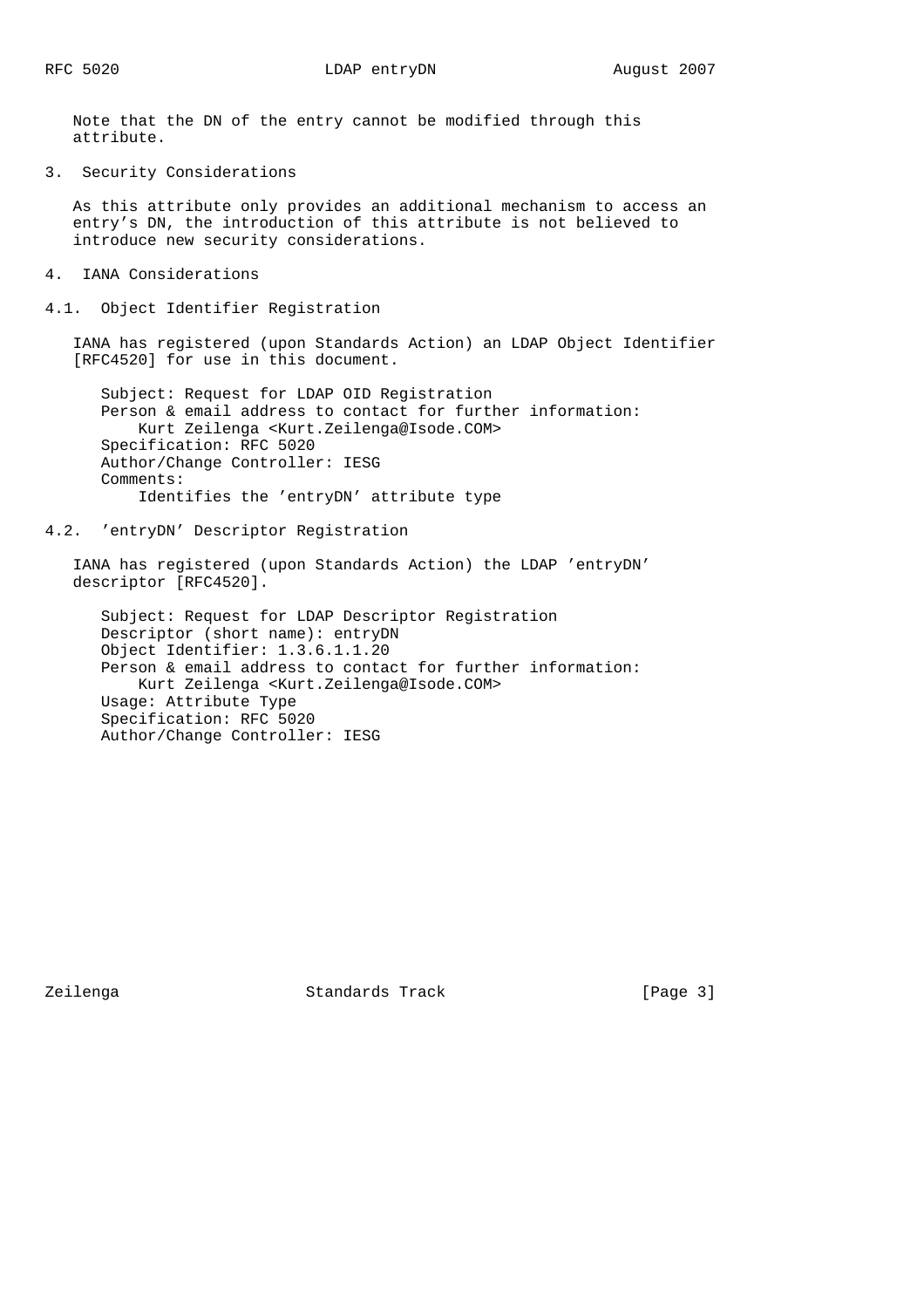Note that the DN of the entry cannot be modified through this attribute.

## 3. Security Considerations

As this attribute only provides an additional mechanism to access an entry's DN, the introduction of this attribute is not believed to introduce new security considerations.

## 4. IANA Considerations

### 4.1. Object Identifier Registration

IANA has registered (upon Standards Action) an LDAP Object Identifier [RFC4520] for use in this document.

```
   Subject: Request for LDAP OID Registration
   Person & email address to contact for further information:
       Kurt Zeilenga <Kurt.Zeilenga@Isode.COM>
   Specification: RFC 5020
   Author/Change Controller: IESG
   Comments:
       Identifies the 'entryDN' attribute type
```

### 4.2. 'entryDN' Descriptor Registration

IANA has registered (upon Standards Action) the LDAP 'entryDN' descriptor [RFC4520].

```
   Subject: Request for LDAP Descriptor Registration
   Descriptor (short name): entryDN
   Object Identifier: 1.3.6.1.1.20
   Person & email address to contact for further information:
       Kurt Zeilenga <Kurt.Zeilenga@Isode.COM>
   Usage: Attribute Type
   Specification: RFC 5020
   Author/Change Controller: IESG
```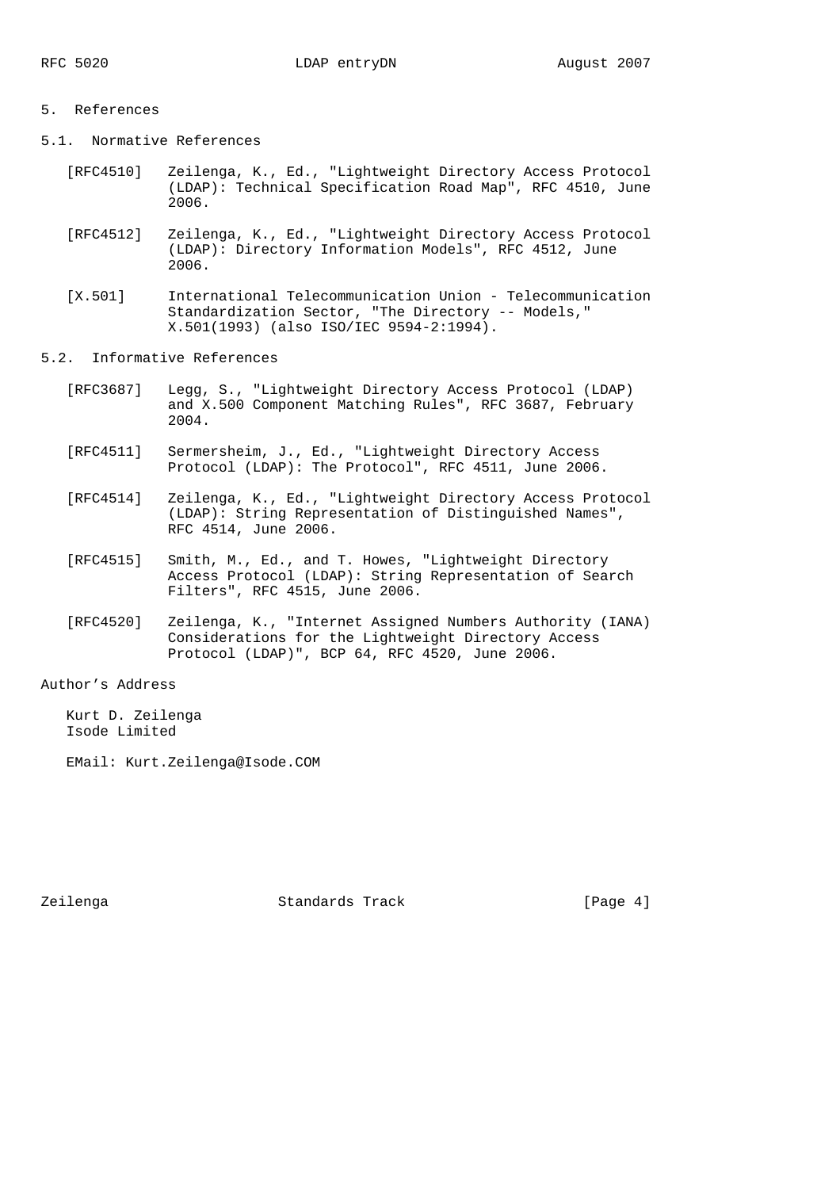## 5. References

### 5.1. Normative References

[RFC4510] Zeilenga, K., Ed., "Lightweight Directory Access Protocol (LDAP): Technical Specification Road Map", RFC 4510, June 2006.

[RFC4512] Zeilenga, K., Ed., "Lightweight Directory Access Protocol (LDAP): Directory Information Models", RFC 4512, June 2006.

[X.501] International Telecommunication Union - Telecommunication Standardization Sector, "The Directory -- Models," X.501(1993) (also ISO/IEC 9594-2:1994).

### 5.2. Informative References

[RFC3687] Legg, S., "Lightweight Directory Access Protocol (LDAP) and X.500 Component Matching Rules", RFC 3687, February 2004.

[RFC4511] Sermersheim, J., Ed., "Lightweight Directory Access Protocol (LDAP): The Protocol", RFC 4511, June 2006.

[RFC4514] Zeilenga, K., Ed., "Lightweight Directory Access Protocol (LDAP): String Representation of Distinguished Names", RFC 4514, June 2006.

[RFC4515] Smith, M., Ed., and T. Howes, "Lightweight Directory Access Protocol (LDAP): String Representation of Search Filters", RFC 4515, June 2006.

[RFC4520] Zeilenga, K., "Internet Assigned Numbers Authority (IANA) Considerations for the Lightweight Directory Access Protocol (LDAP)", BCP 64, RFC 4520, June 2006.

## Author's Address

Kurt D. Zeilenga
Isode Limited

EMail: Kurt.Zeilenga@Isode.COM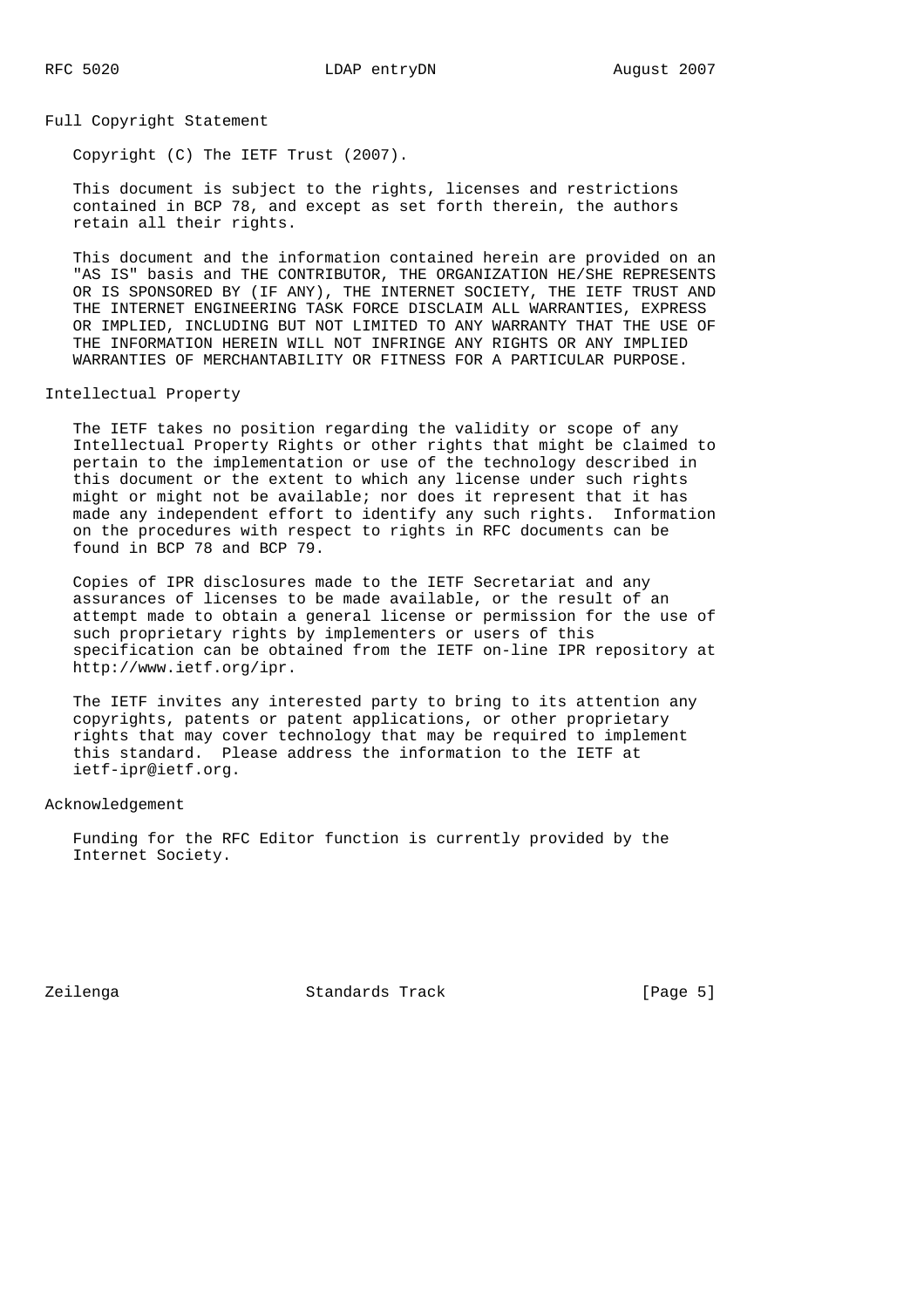## Full Copyright Statement

Copyright (C) The IETF Trust (2007).

This document is subject to the rights, licenses and restrictions contained in BCP 78, and except as set forth therein, the authors retain all their rights.

This document and the information contained herein are provided on an "AS IS" basis and THE CONTRIBUTOR, THE ORGANIZATION HE/SHE REPRESENTS OR IS SPONSORED BY (IF ANY), THE INTERNET SOCIETY, THE IETF TRUST AND THE INTERNET ENGINEERING TASK FORCE DISCLAIM ALL WARRANTIES, EXPRESS OR IMPLIED, INCLUDING BUT NOT LIMITED TO ANY WARRANTY THAT THE USE OF THE INFORMATION HEREIN WILL NOT INFRINGE ANY RIGHTS OR ANY IMPLIED WARRANTIES OF MERCHANTABILITY OR FITNESS FOR A PARTICULAR PURPOSE.

## Intellectual Property

The IETF takes no position regarding the validity or scope of any Intellectual Property Rights or other rights that might be claimed to pertain to the implementation or use of the technology described in this document or the extent to which any license under such rights might or might not be available; nor does it represent that it has made any independent effort to identify any such rights. Information on the procedures with respect to rights in RFC documents can be found in BCP 78 and BCP 79.

Copies of IPR disclosures made to the IETF Secretariat and any assurances of licenses to be made available, or the result of an attempt made to obtain a general license or permission for the use of such proprietary rights by implementers or users of this specification can be obtained from the IETF on-line IPR repository at http://www.ietf.org/ipr.

The IETF invites any interested party to bring to its attention any copyrights, patents or patent applications, or other proprietary rights that may cover technology that may be required to implement this standard. Please address the information to the IETF at ietf-ipr@ietf.org.

## Acknowledgement

Funding for the RFC Editor function is currently provided by the Internet Society.